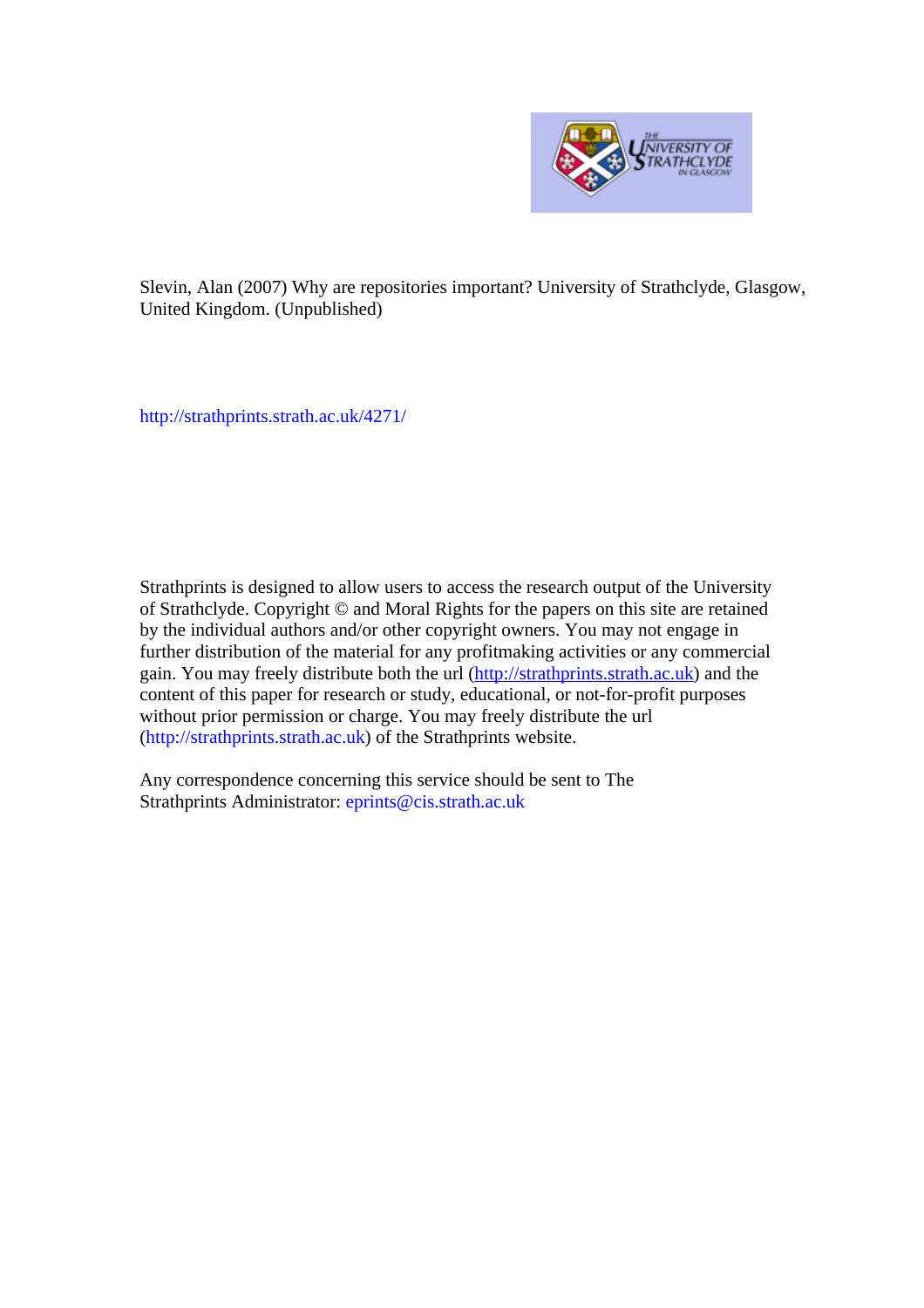Slevin, Alan (2007) Why are repositories important? University of Strathclyde, Glasgow, United Kingdom. (Unpublished)

http://strathprints.strath.ac.uk/4271/

Strathprints is designed to allow users to access the research output of the University of Strathclyde. Copyright © and Moral Rights for the papers on this site are retained by the individual authors and/or other copyright owners. You may not engage in further distribution of the material for any profitmaking activities or any commercial gain. You may freely distribute both the url (http://strathprints.strath.ac.uk) and the content of this paper for research or study, educational, or not-for-profit purposes without prior permission or charge. You may freely distribute the url (http://strathprints.strath.ac.uk) of the Strathprints website.

Any correspondence concerning this service should be sent to The Strathprints Administrator: eprints@cis.strath.ac.uk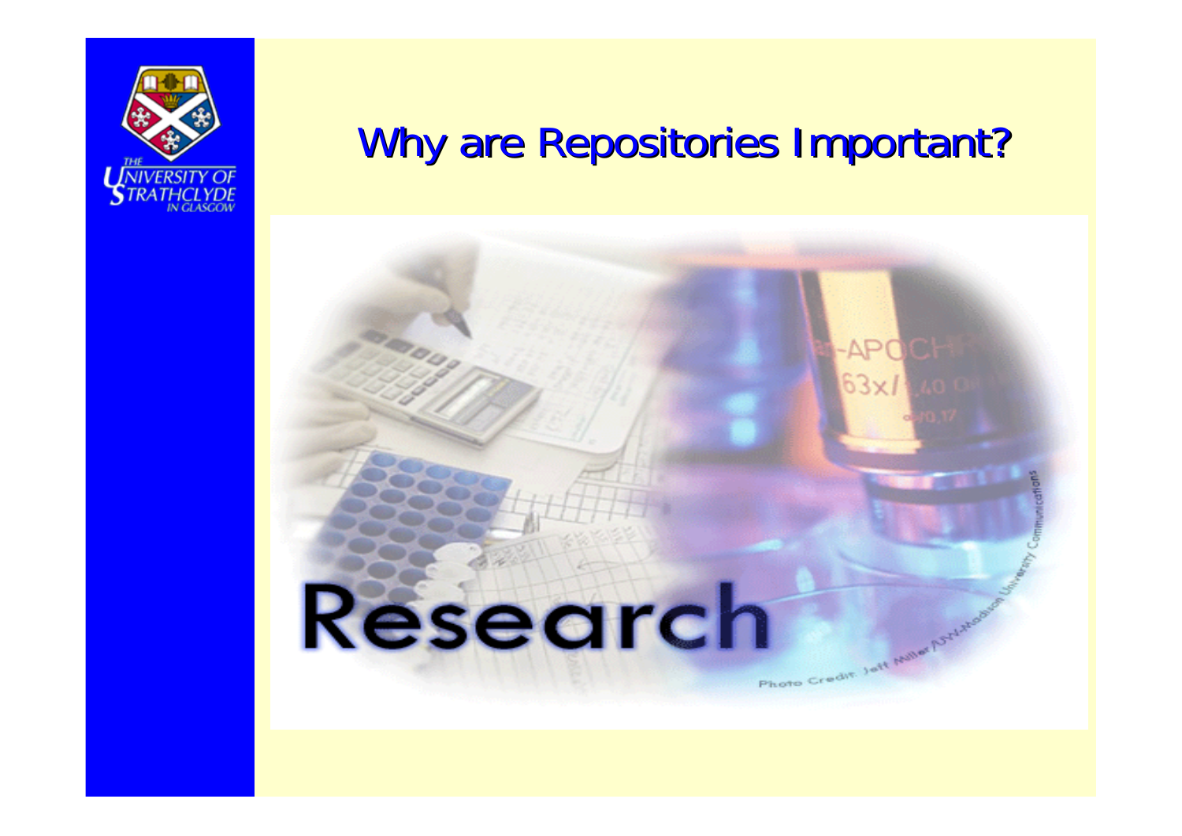# Why are Repositories Important?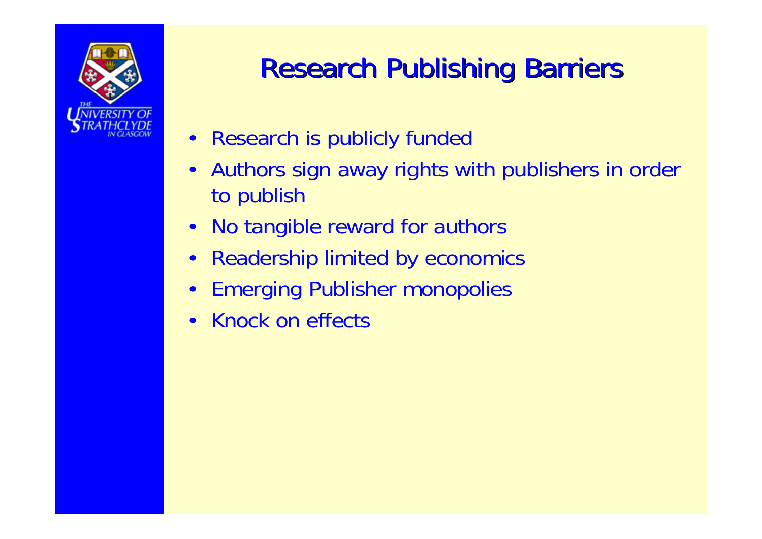# Research Publishing Barriers

- Research is publicly funded
- Authors sign away rights with publishers in order to publish
- No tangible reward for authors
- Readership limited by economics
- Emerging Publisher monopolies
- Knock on effects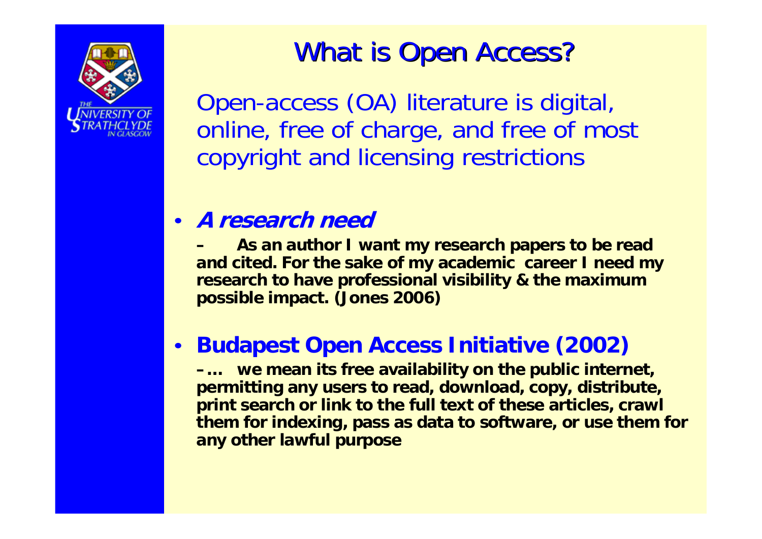# What is Open Access?

Open-access (OA) literature is digital, online, free of charge, and free of most copyright and licensing restrictions

- ***A research need***
  - **As an author I want my research papers to be read and cited. For the sake of my academic career I need my research to have professional visibility & the maximum possible impact. (Jones 2006)**
- **Budapest Open Access Initiative (2002)**
  - **… we mean its free availability on the public internet, permitting any users to read, download, copy, distribute, print search or link to the full text of these articles, crawl them for indexing, pass as data to software, or use them for any other lawful purpose**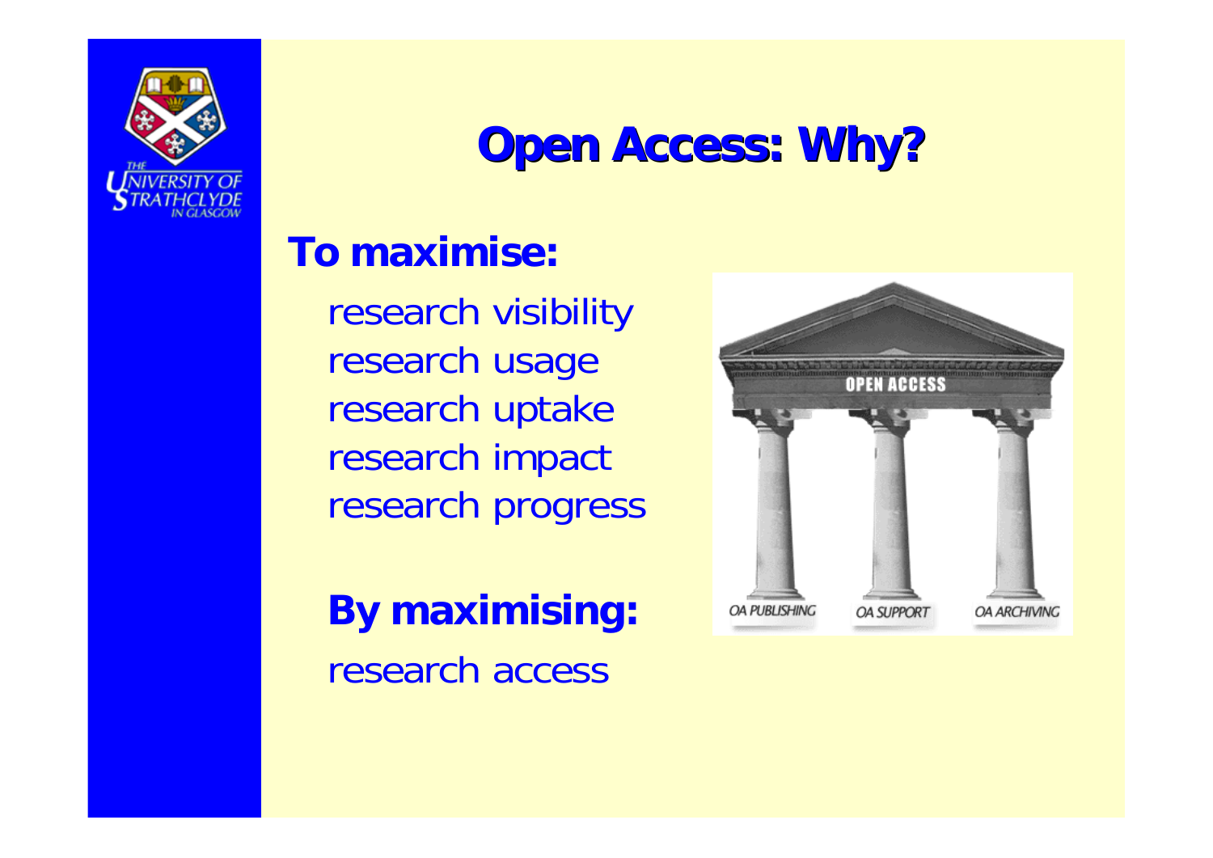# Open Access: Why?

**To maximise:**

research visibility
research usage
research uptake
research impact
research progress

**By maximising:**

research access

OPEN ACCESS

OA PUBLISHING — OA SUPPORT — OA ARCHIVING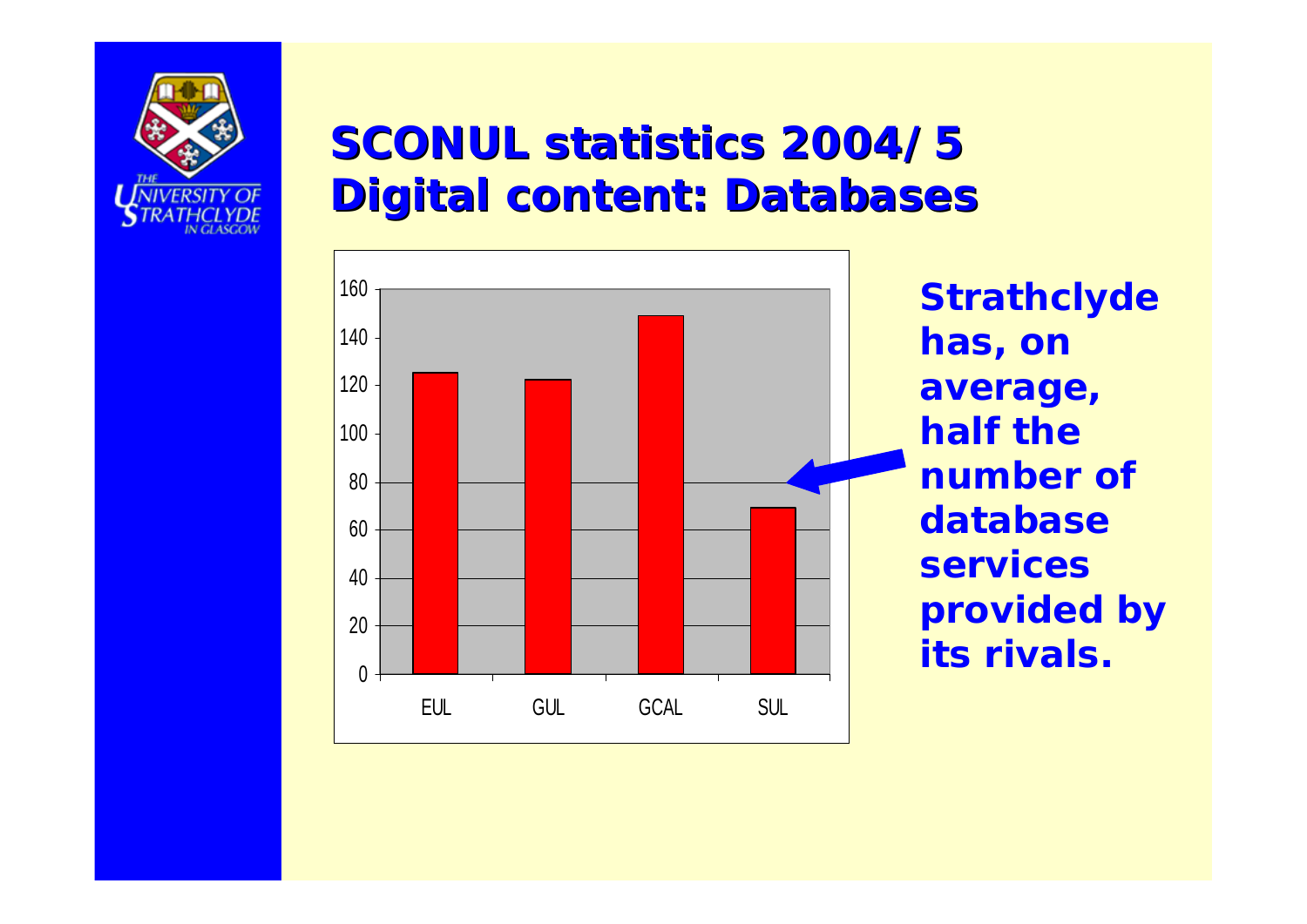# SCONUL statistics 2004/5
# Digital content: Databases

| | EUL | GUL | GCAL | SUL |
|---|---|---|---|---|
| Databases | 125 | 122 | 149 | 69 |

**Strathclyde has, on average, half the number of database services provided by its rivals.**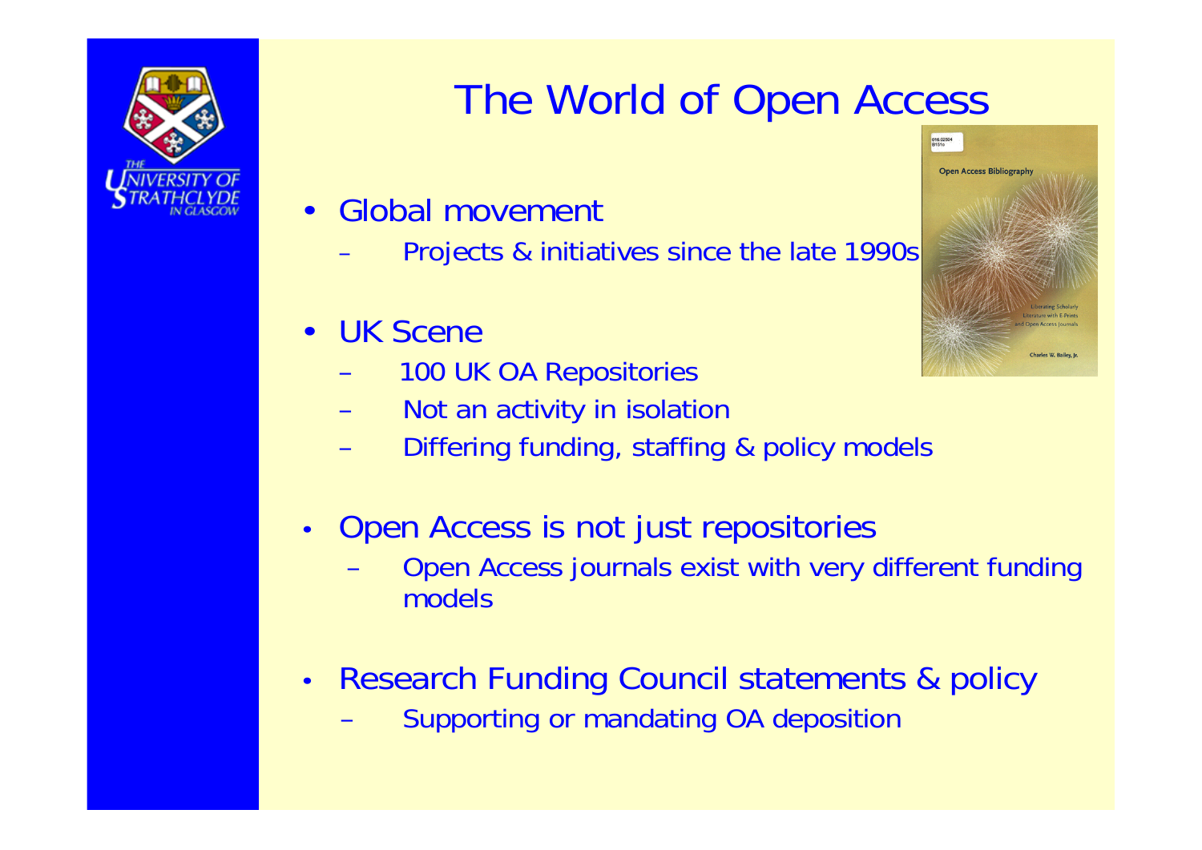# The World of Open Access

- Global movement
  - Projects & initiatives since the late 1990s
- UK Scene
  - 100 UK OA Repositories
  - Not an activity in isolation
  - Differing funding, staffing & policy models
- Open Access is not just repositories
  - Open Access journals exist with very different funding models
- Research Funding Council statements & policy
  - Supporting or mandating OA deposition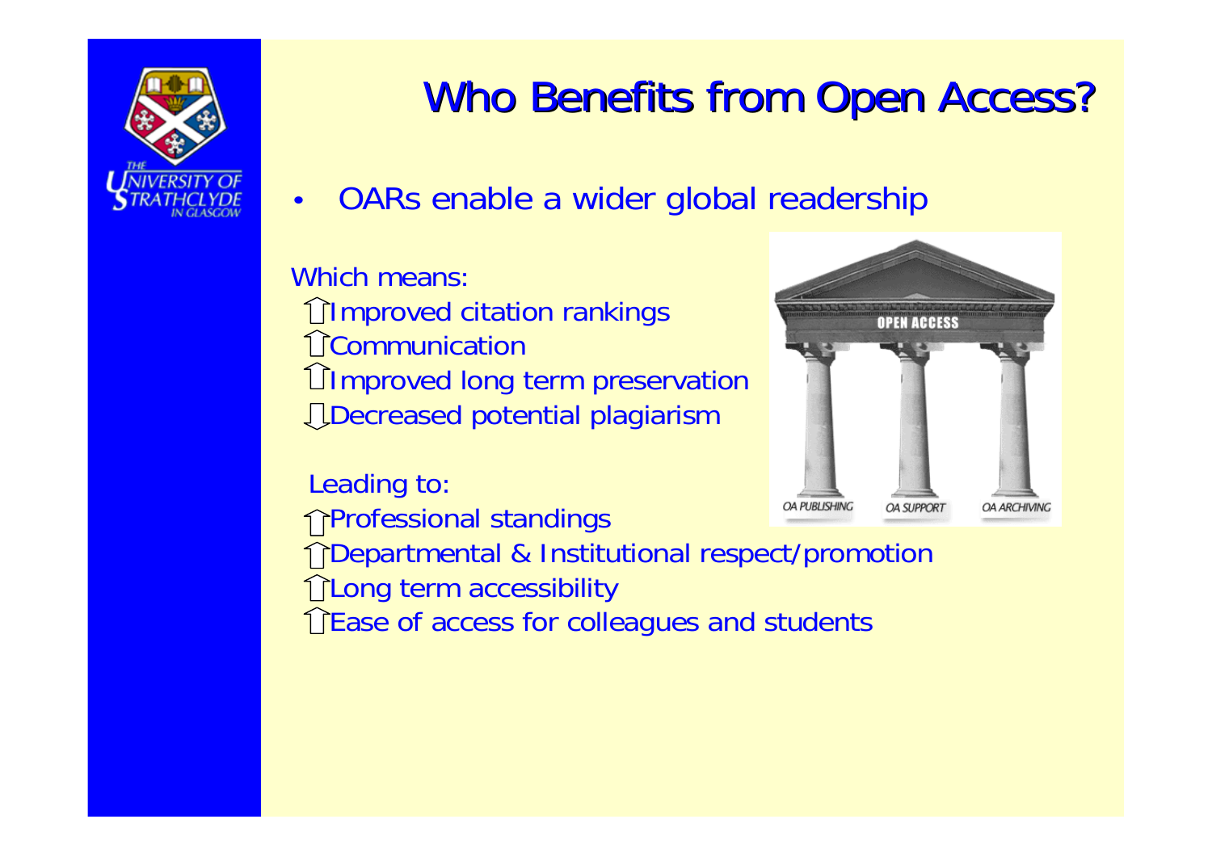# Who Benefits from Open Access?

- OARs enable a wider global readership

Which means:

⇧Improved citation rankings
⇧Communication
⇧Improved long term preservation
⇩Decreased potential plagiarism

Leading to:

⇧Professional standings
⇧Departmental & Institutional respect/promotion
⇧Long term accessibility
⇧Ease of access for colleagues and students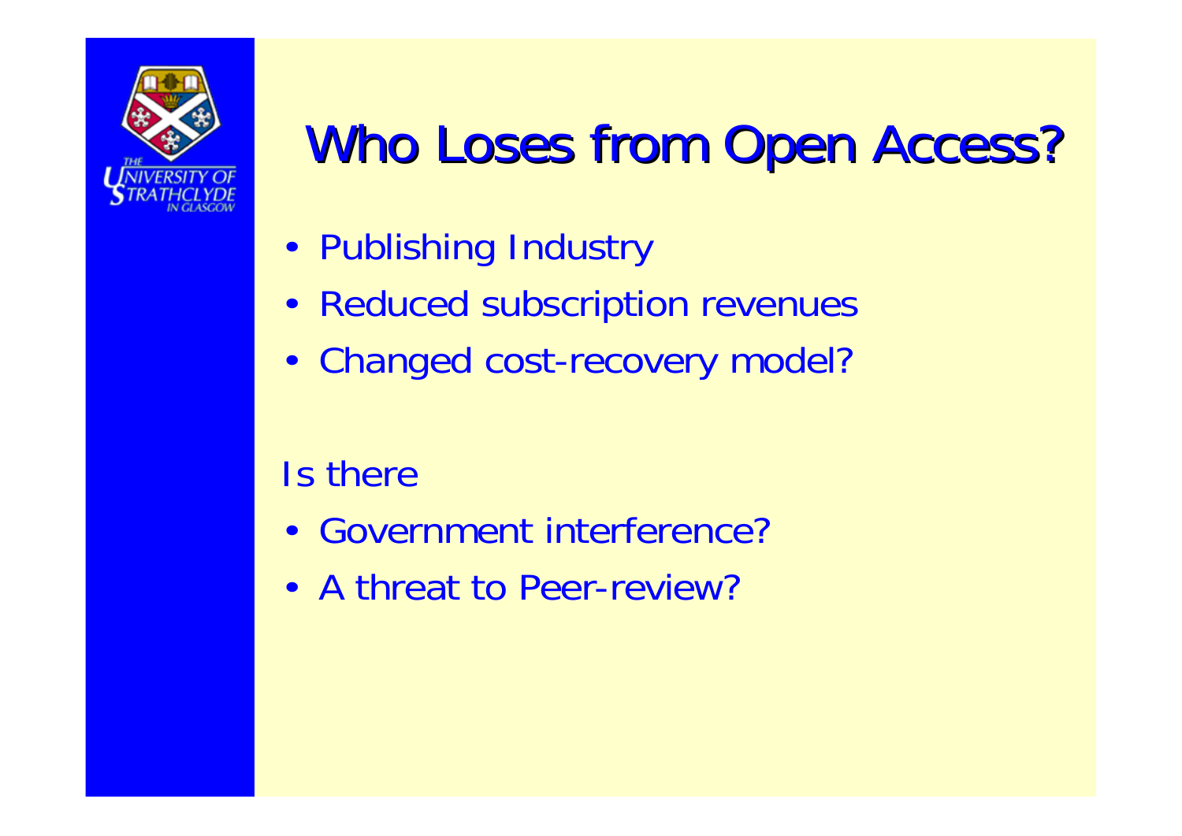# Who Loses from Open Access?

- Publishing Industry
- Reduced subscription revenues
- Changed cost-recovery model?

Is there

- Government interference?
- A threat to Peer-review?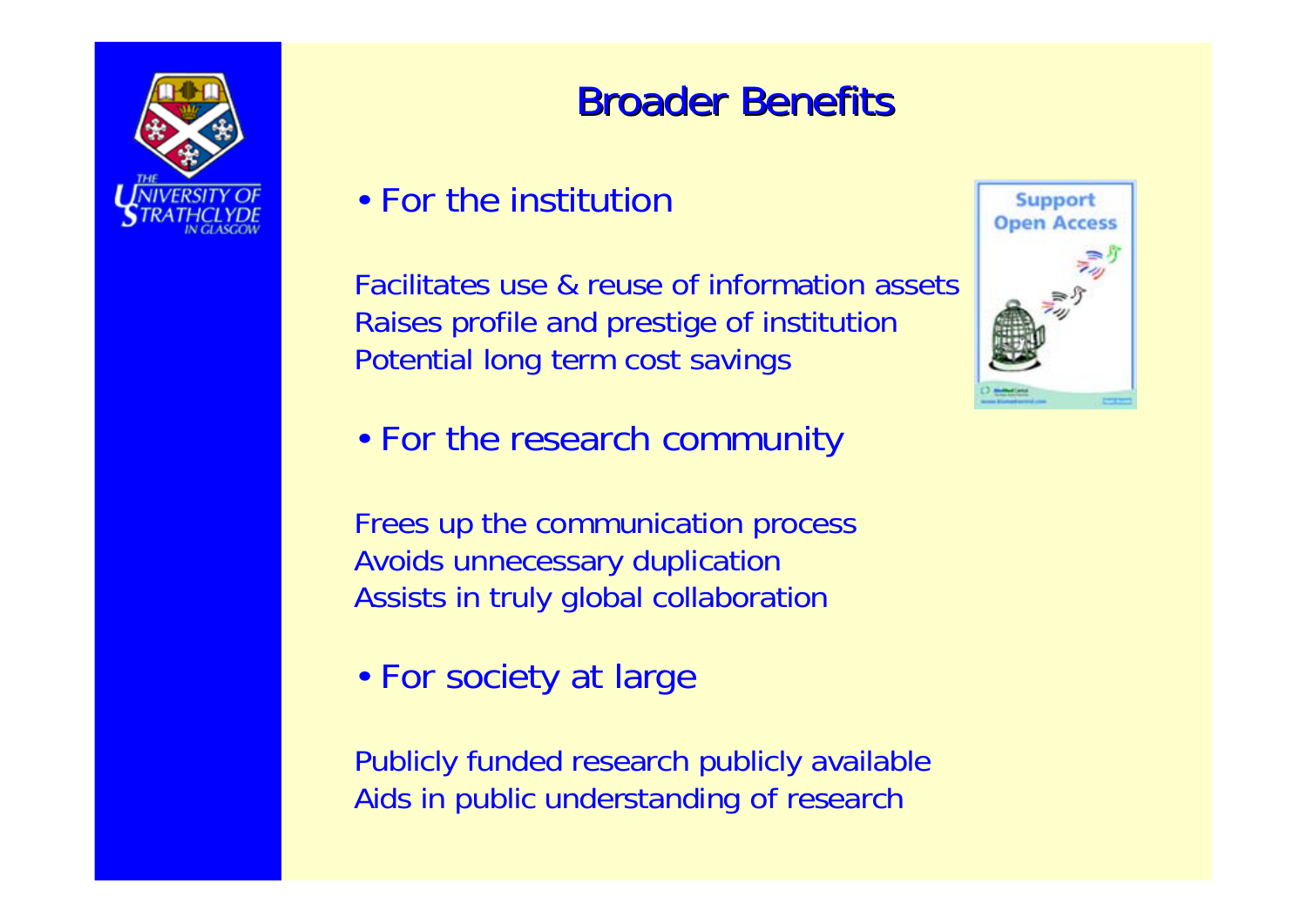# Broader Benefits

- For the institution

Facilitates use & reuse of information assets
Raises profile and prestige of institution
Potential long term cost savings

- For the research community

Frees up the communication process
Avoids unnecessary duplication
Assists in truly global collaboration

- For society at large

Publicly funded research publicly available
Aids in public understanding of research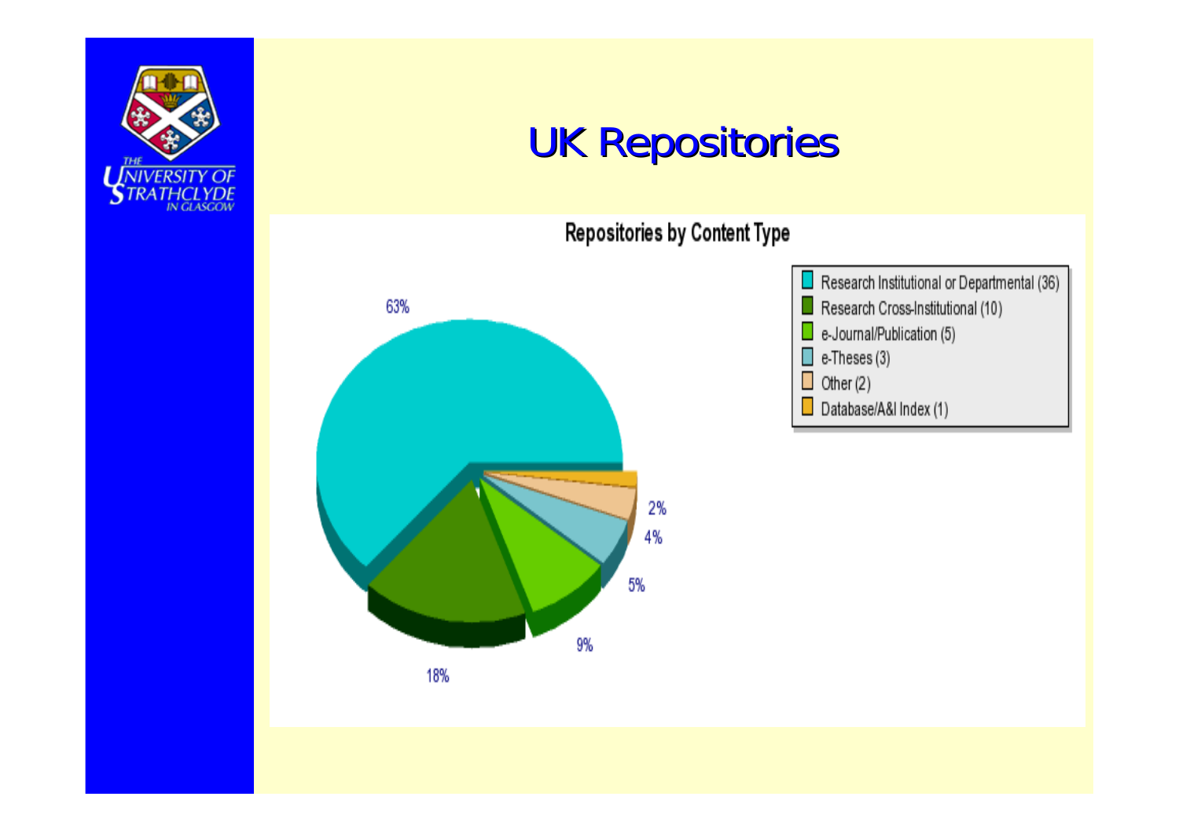# UK Repositories

**Repositories by Content Type**

| Content Type | Count | Percentage |
|---|---|---|
| Research Institutional or Departmental | 36 | 63% |
| Research Cross-Institutional | 10 | 18% |
| e-Journal/Publication | 5 | 9% |
| e-Theses | 3 | 5% |
| Other | 2 | 4% |
| Database/A&I Index | 1 | 2% |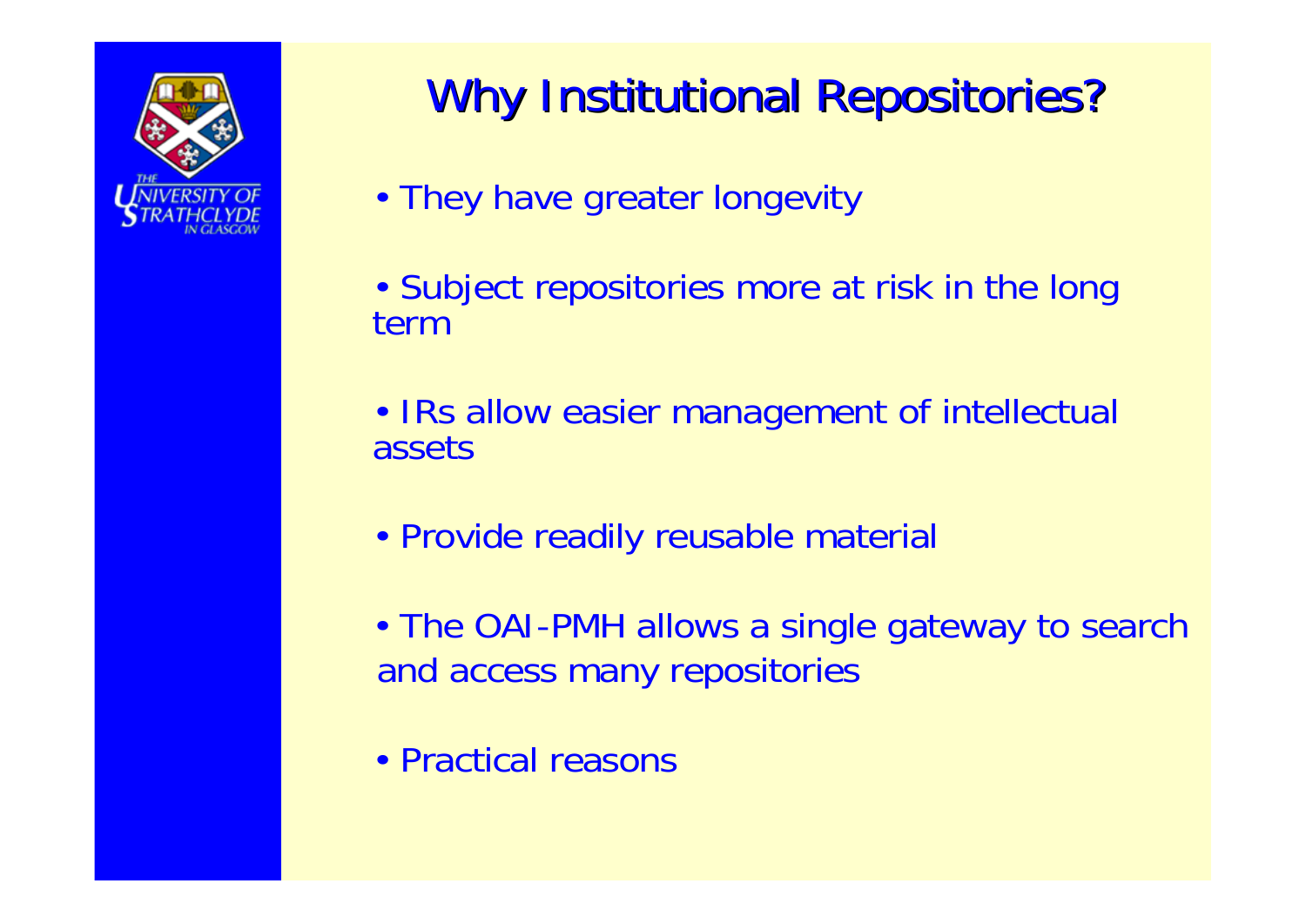# Why Institutional Repositories?

- They have greater longevity
- Subject repositories more at risk in the long term
- IRs allow easier management of intellectual assets
- Provide readily reusable material
- The OAI-PMH allows a single gateway to search and access many repositories
- Practical reasons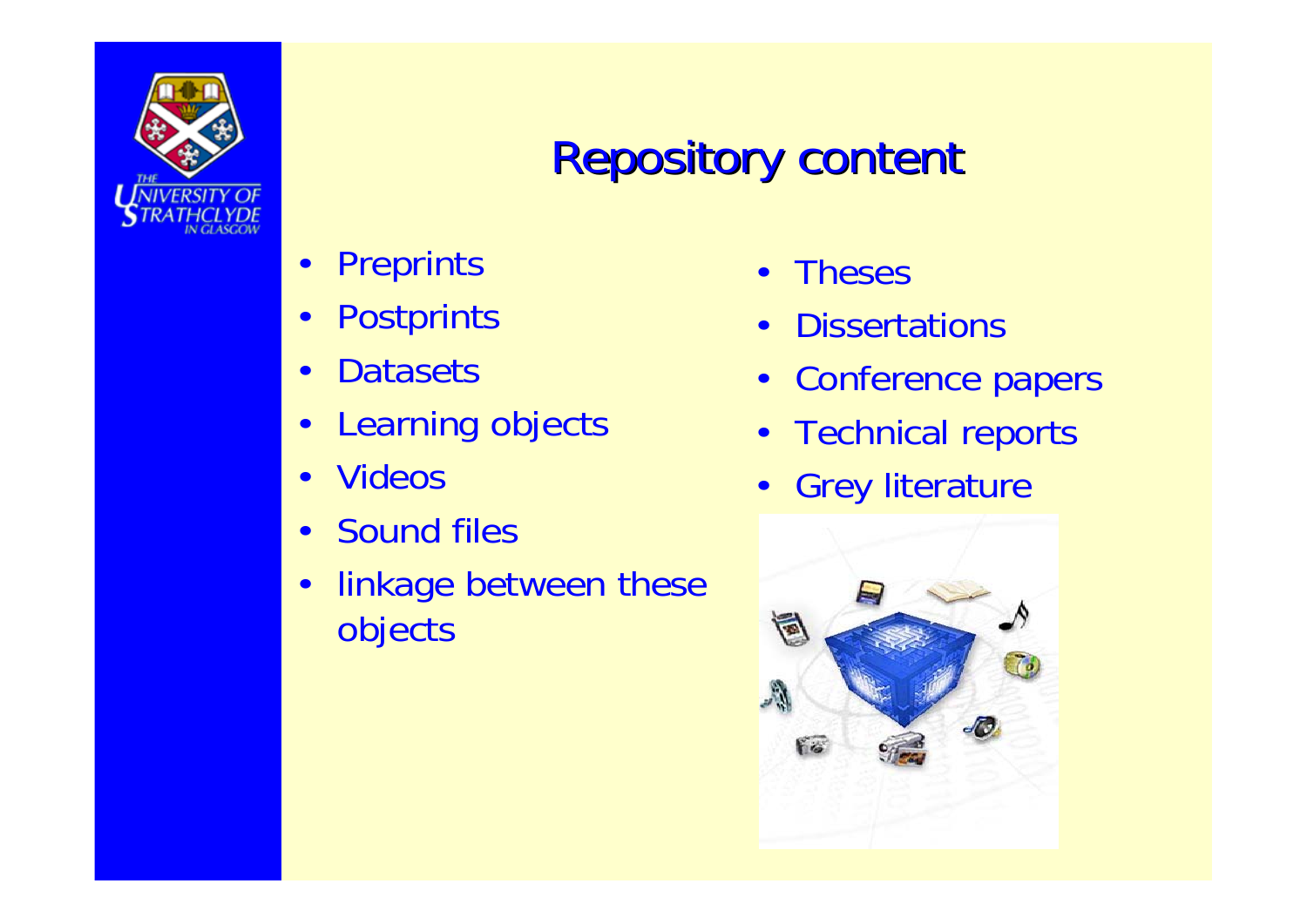# Repository content

- Preprints
- Postprints
- Datasets
- Learning objects
- Videos
- Sound files
- linkage between these objects
- Theses
- Dissertations
- Conference papers
- Technical reports
- Grey literature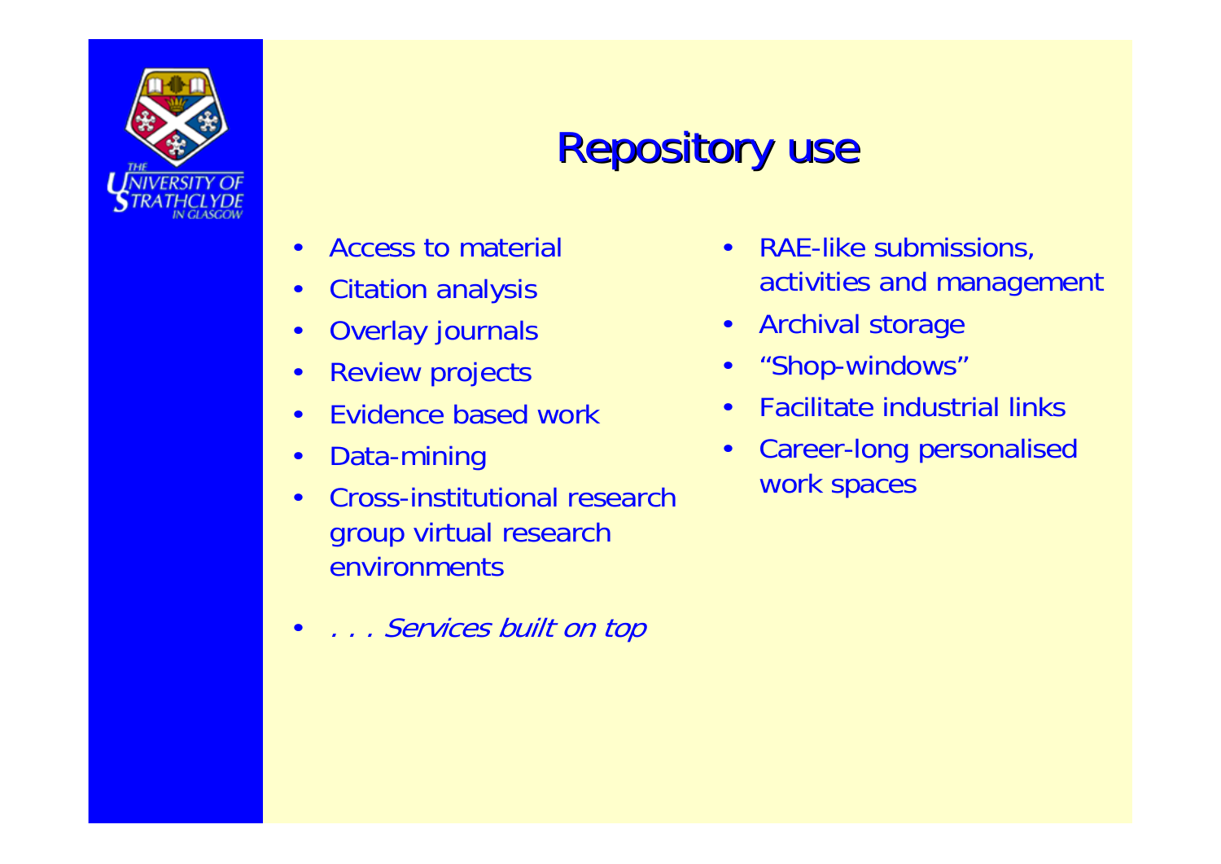# Repository use

- Access to material
- Citation analysis
- Overlay journals
- Review projects
- Evidence based work
- Data-mining
- Cross-institutional research group virtual research environments
- RAE-like submissions, activities and management
- Archival storage
- "Shop-windows"
- Facilitate industrial links
- Career-long personalised work spaces

- *. . . Services built on top*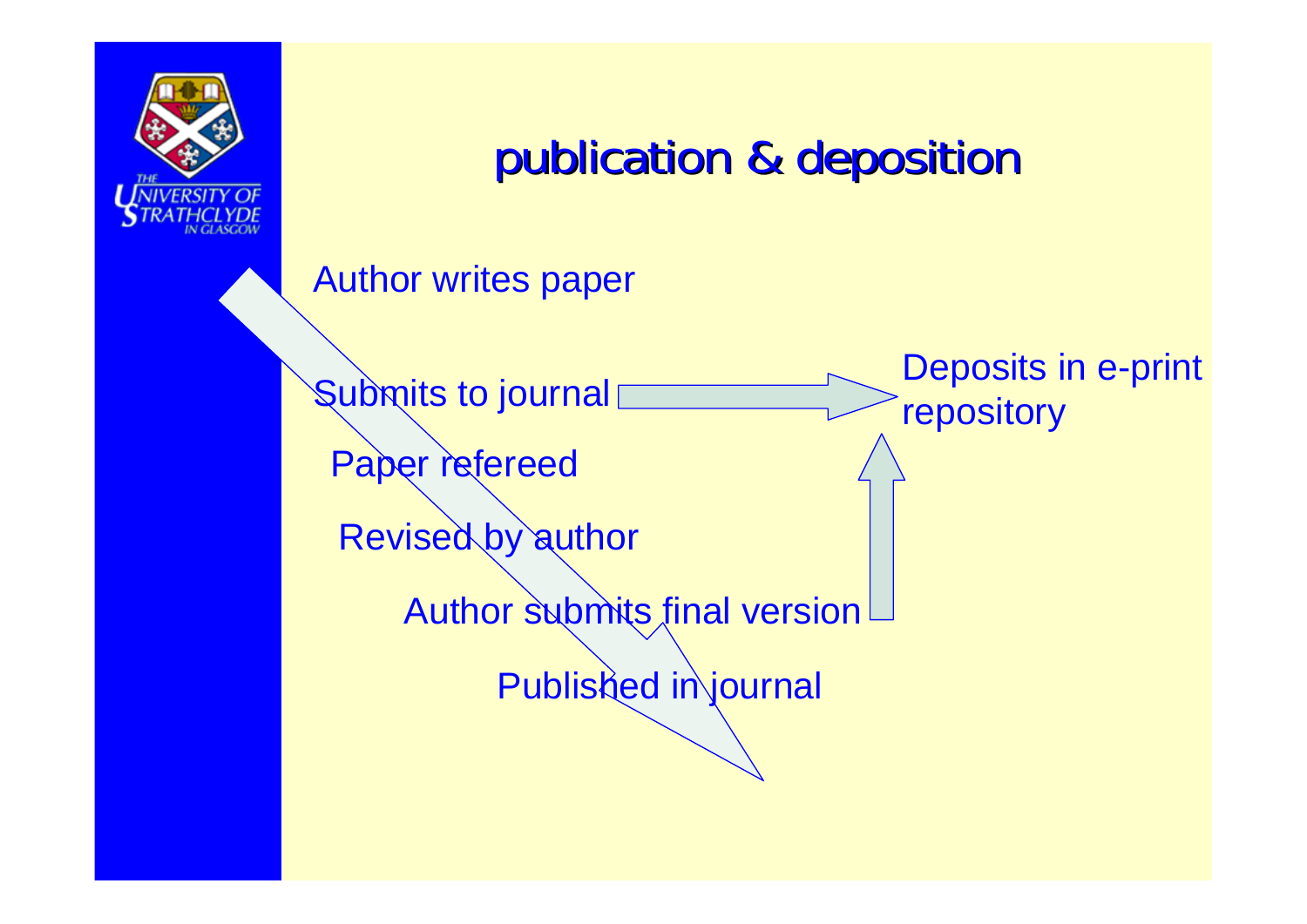# publication & deposition

Author writes paper

Submits to journal → Deposits in e-print repository

Paper refereed

Revised by author

Author submits final version → Deposits in e-print repository

Published in journal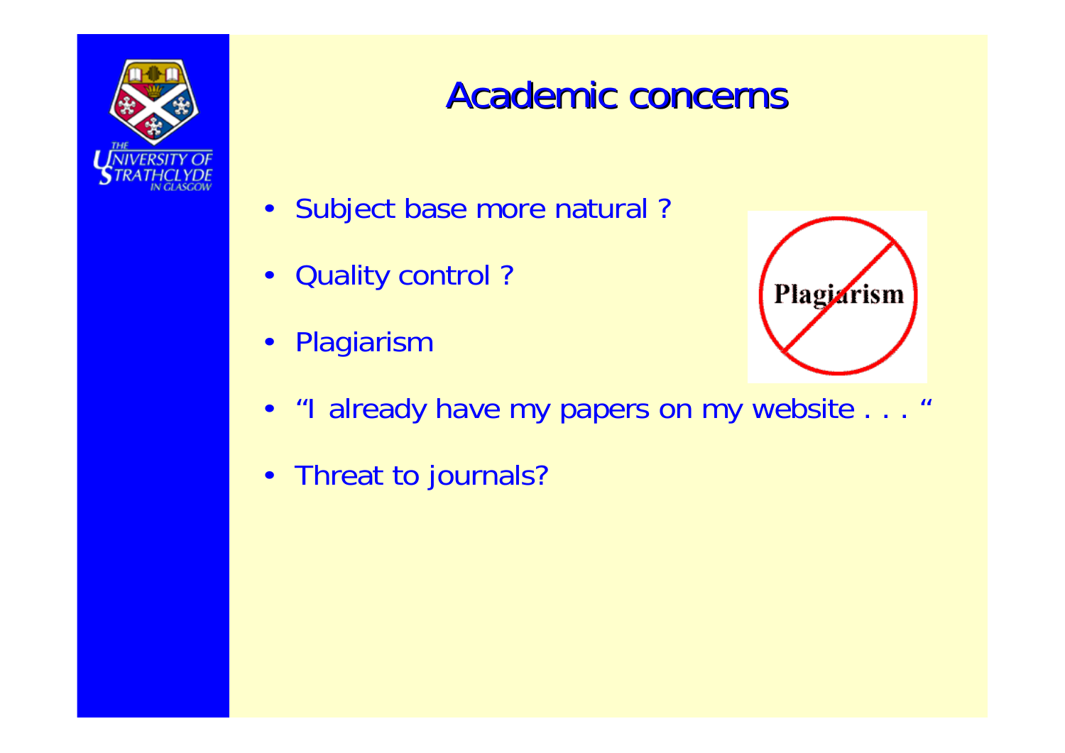# Academic concerns

- Subject base more natural ?
- Quality control ?
- Plagiarism
- "I already have my papers on my website . . . "
- Threat to journals?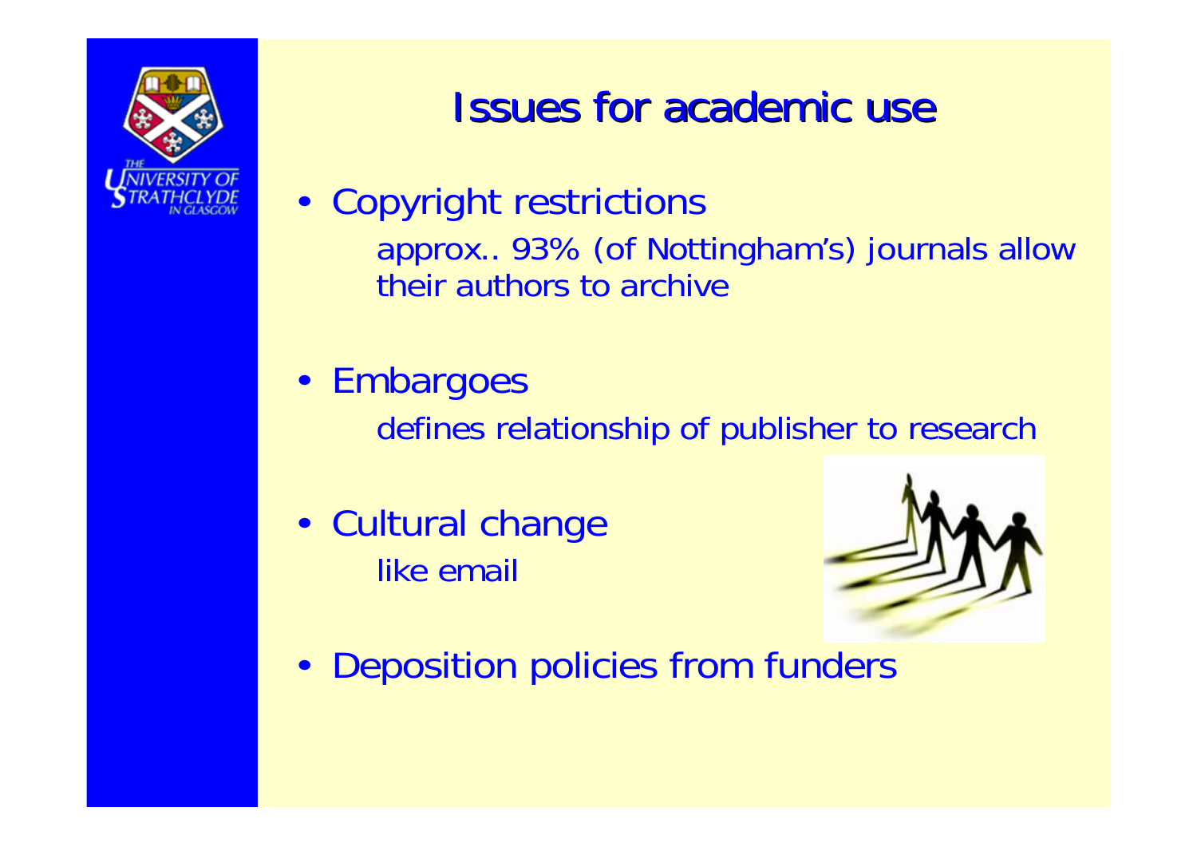# Issues for academic use

- Copyright restrictions
  approx.. 93% (of Nottingham's) journals allow their authors to archive
- Embargoes
  defines relationship of publisher to research
- Cultural change
  like email
- Deposition policies from funders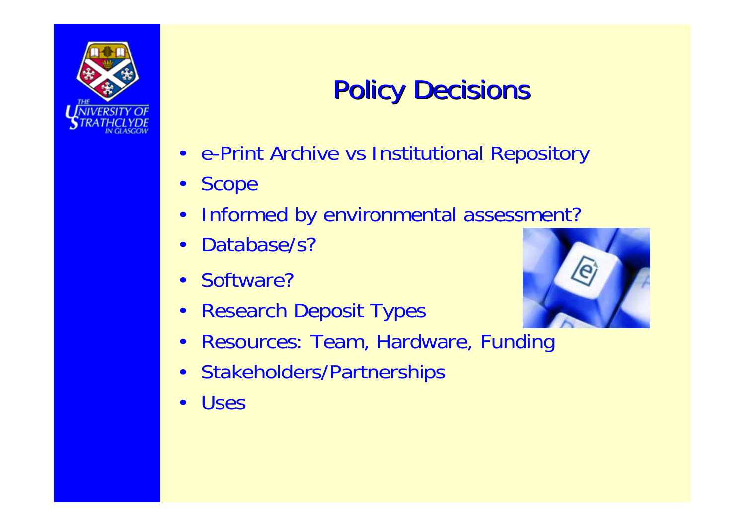# Policy Decisions

- e-Print Archive vs Institutional Repository
- Scope
- Informed by environmental assessment?
- Database/s?
- Software?
- Research Deposit Types
- Resources: Team, Hardware, Funding
- Stakeholders/Partnerships
- Uses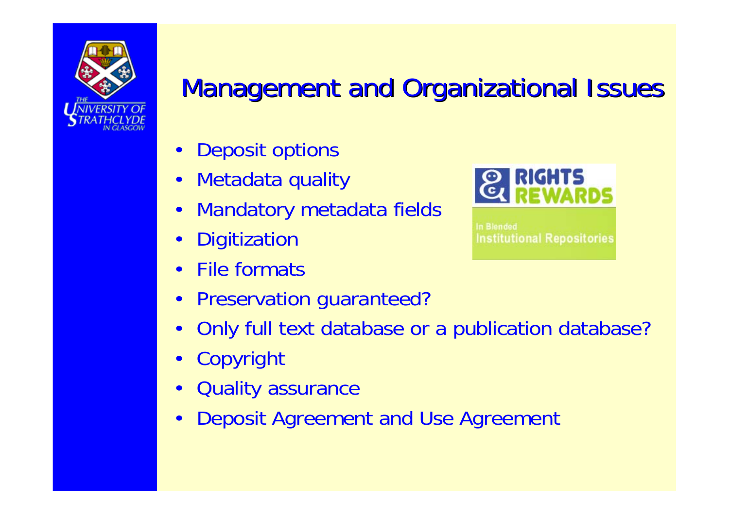# Management and Organizational Issues

- Deposit options
- Metadata quality
- Mandatory metadata fields
- Digitization
- File formats
- Preservation guaranteed?
- Only full text database or a publication database?
- Copyright
- Quality assurance
- Deposit Agreement and Use Agreement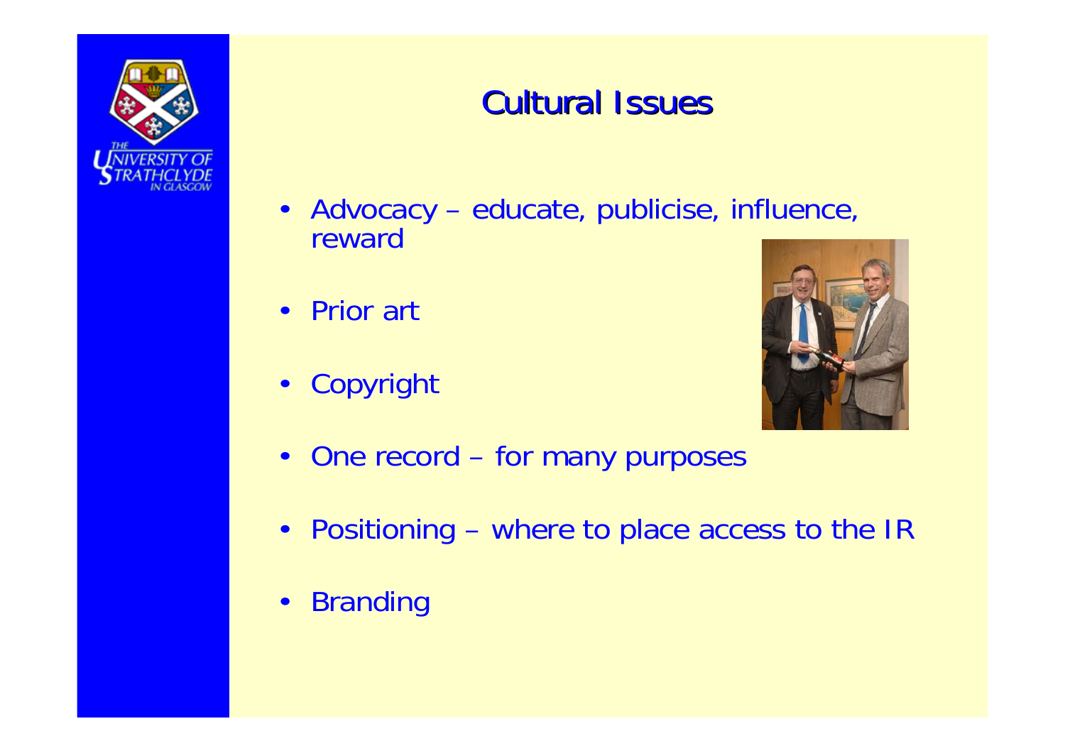# Cultural Issues

- Advocacy – educate, publicise, influence, reward
- Prior art
- Copyright
- One record – for many purposes
- Positioning – where to place access to the IR
- Branding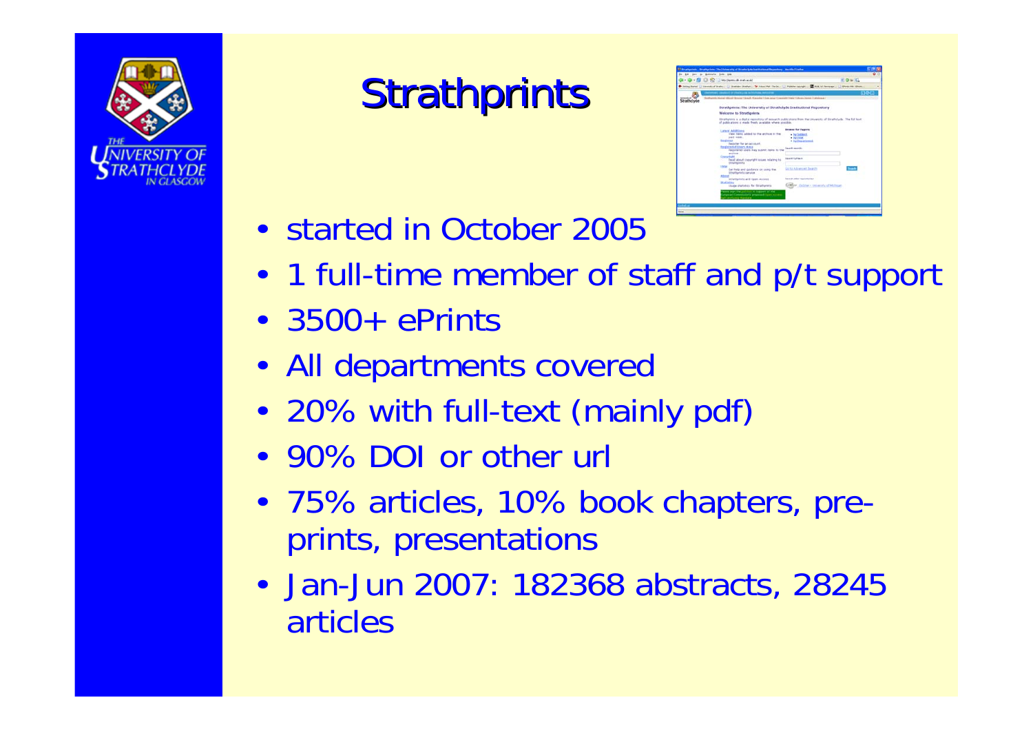# Strathprints

- started in October 2005
- 1 full-time member of staff and p/t support
- 3500+ ePrints
- All departments covered
- 20% with full-text (mainly pdf)
- 90% DOI or other url
- 75% articles, 10% book chapters, pre-prints, presentations
- Jan-Jun 2007: 182368 abstracts, 28245 articles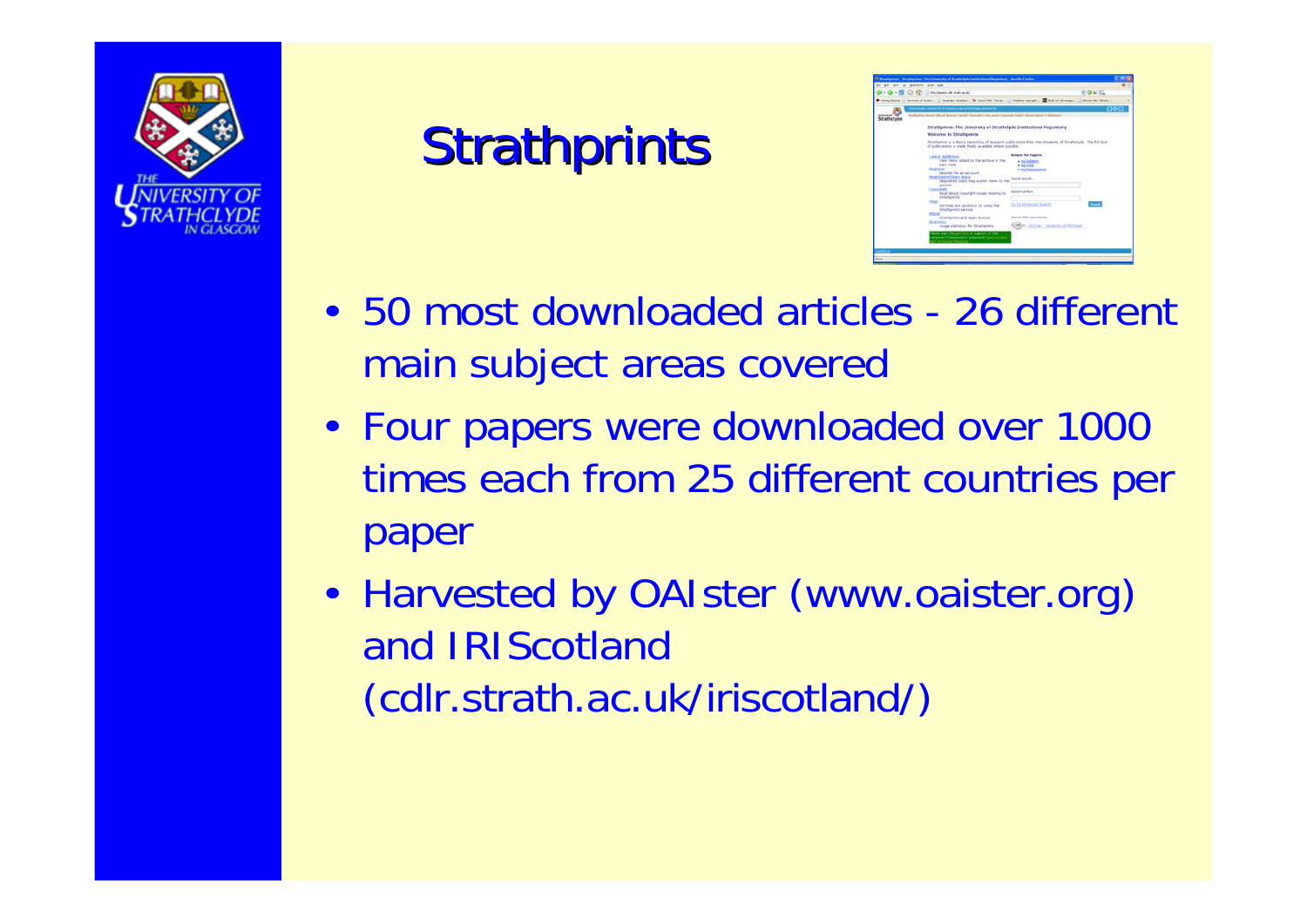# Strathprints

- 50 most downloaded articles - 26 different main subject areas covered
- Four papers were downloaded over 1000 times each from 25 different countries per paper
- Harvested by OAIster (www.oaister.org) and IRIScotland (cdlr.strath.ac.uk/iriscotland/)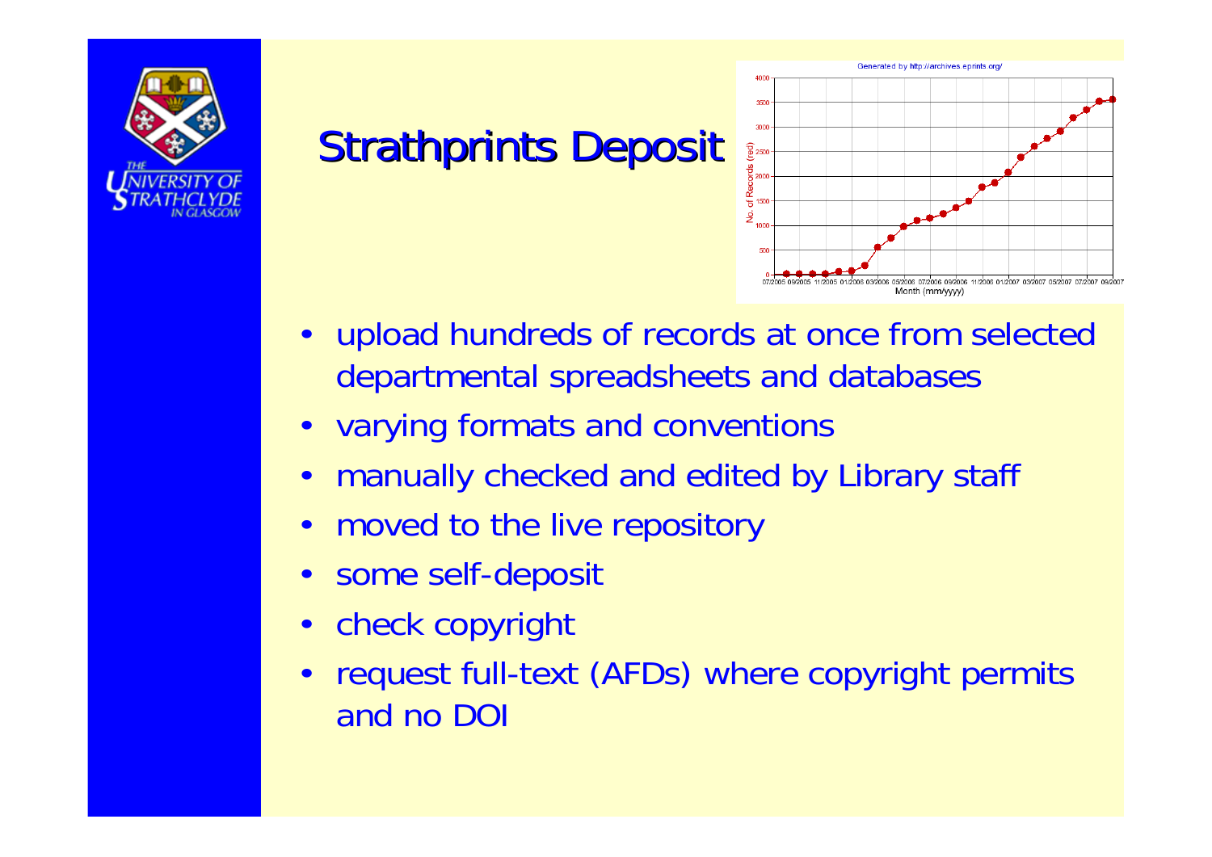# Strathprints Deposit

- upload hundreds of records at once from selected departmental spreadsheets and databases
- varying formats and conventions
- manually checked and edited by Library staff
- moved to the live repository
- some self-deposit
- check copyright
- request full-text (AFDs) where copyright permits and no DOI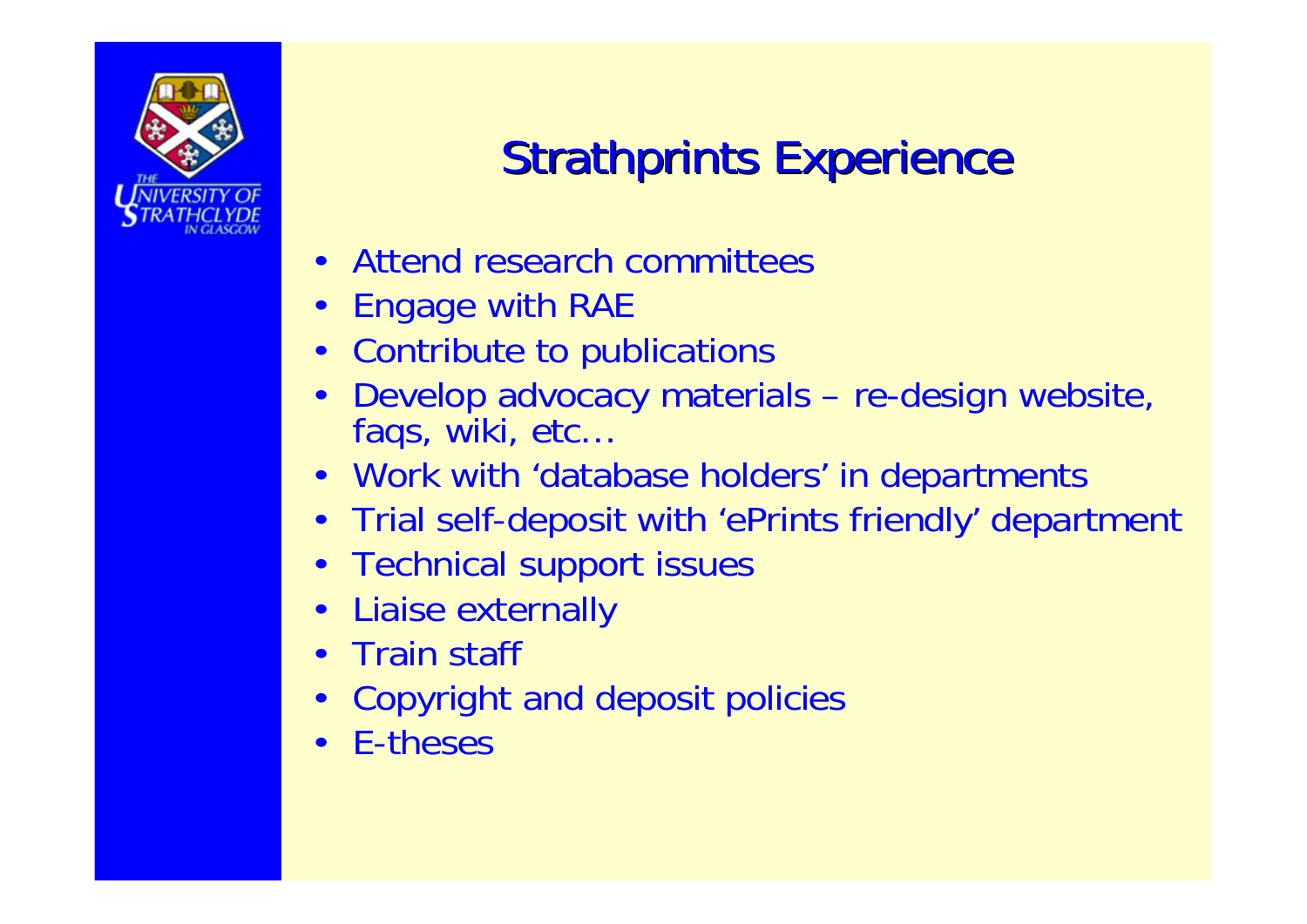# Strathprints Experience

- Attend research committees
- Engage with RAE
- Contribute to publications
- Develop advocacy materials – re-design website, faqs, wiki, etc…
- Work with 'database holders' in departments
- Trial self-deposit with 'ePrints friendly' department
- Technical support issues
- Liaise externally
- Train staff
- Copyright and deposit policies
- E-theses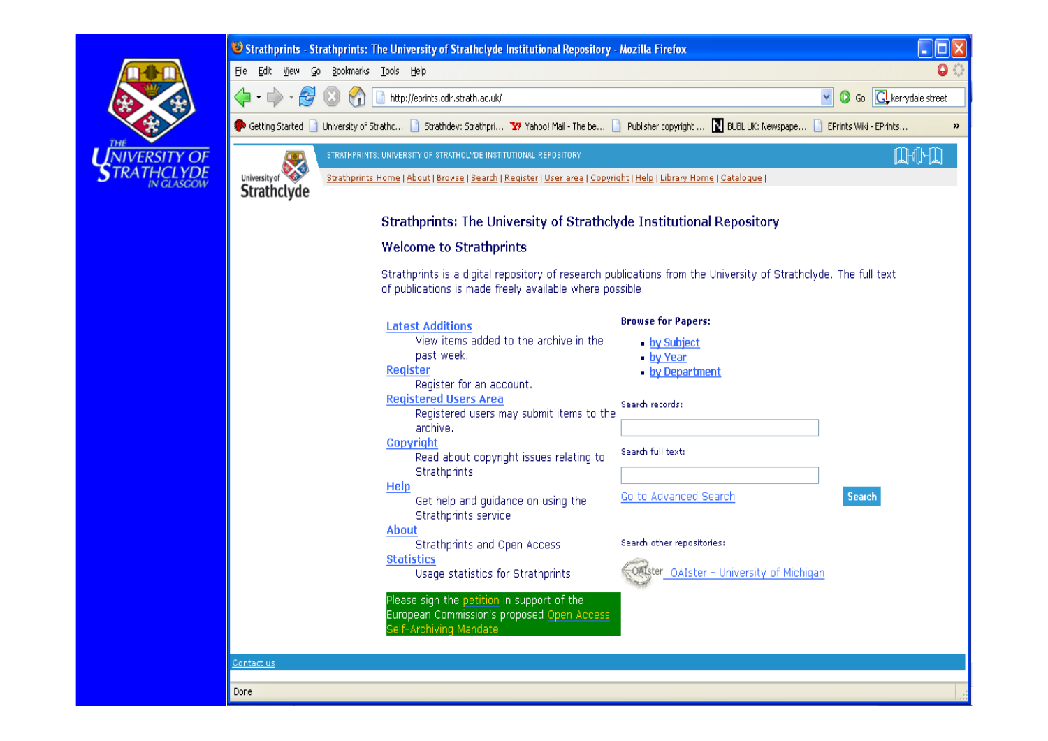Strathprints - Strathprints: The University of Strathclyde Institutional Repository - Mozilla Firefox

STRATHPRINTS: UNIVERSITY OF STRATHCLYDE INSTITUTIONAL REPOSITORY

Strathprints Home | About | Browse | Search | Register | User area | Copyright | Help | Library Home | Catalogue |

## Strathprints: The University of Strathclyde Institutional Repository

### Welcome to Strathprints

Strathprints is a digital repository of research publications from the University of Strathclyde. The full text of publications is made freely available where possible.

**Latest Additions**
View items added to the archive in the past week.

**Register**
Register for an account.

**Registered Users Area**
Registered users may submit items to the archive.

**Copyright**
Read about copyright issues relating to Strathprints

**Help**
Get help and guidance on using the Strathprints service

**About**
Strathprints and Open Access

**Statistics**
Usage statistics for Strathprints

Please sign the petition in support of the European Commission's proposed Open Access Self-Archiving Mandate

**Browse for Papers:**

- by Subject
- by Year
- by Department

Search records:

Search full text:

Go to Advanced Search

Search

Search other repositories:

OAIster - University of Michigan

Contact us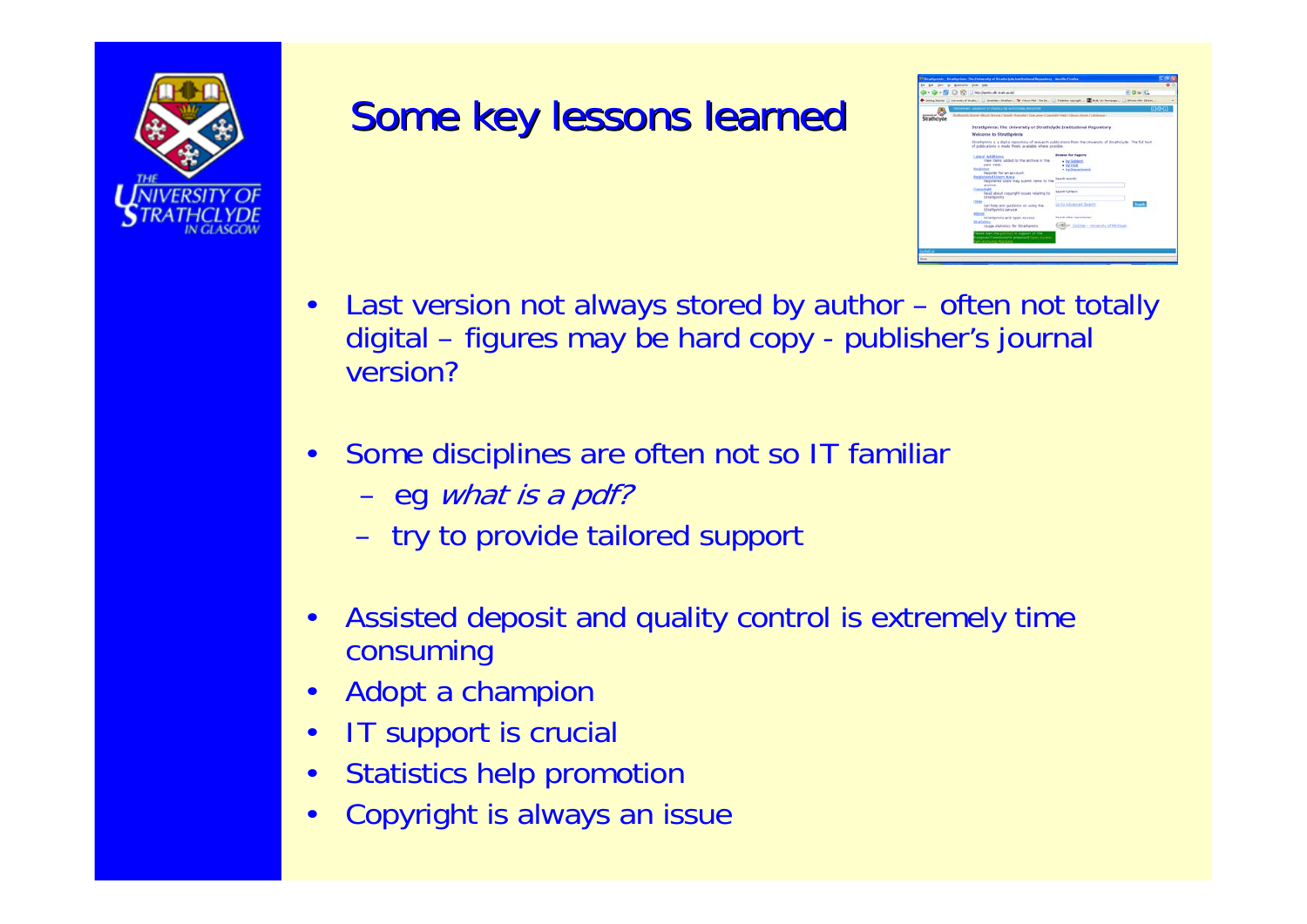# Some key lessons learned

- Last version not always stored by author – often not totally digital – figures may be hard copy - publisher's journal version?
- Some disciplines are often not so IT familiar
  - eg *what is a pdf?*
  - try to provide tailored support
- Assisted deposit and quality control is extremely time consuming
- Adopt a champion
- IT support is crucial
- Statistics help promotion
- Copyright is always an issue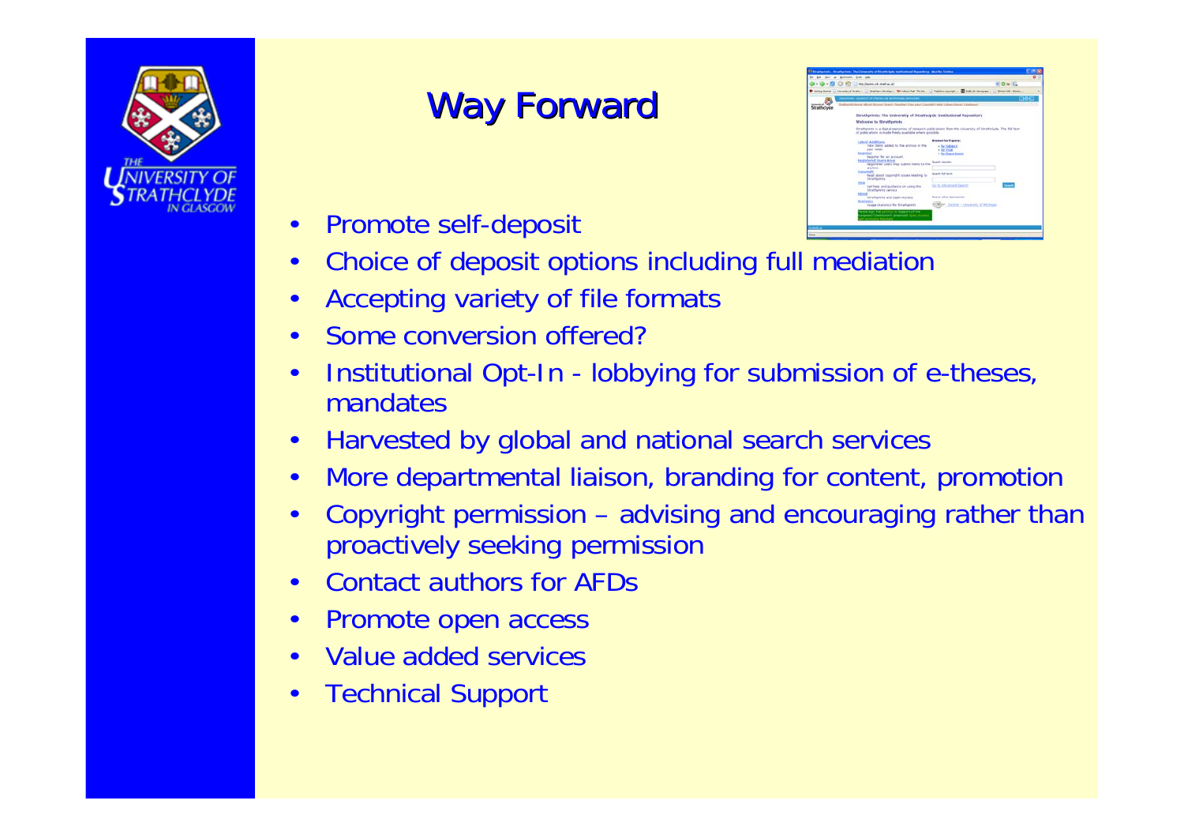# Way Forward

- Promote self-deposit
- Choice of deposit options including full mediation
- Accepting variety of file formats
- Some conversion offered?
- Institutional Opt-In - lobbying for submission of e-theses, mandates
- Harvested by global and national search services
- More departmental liaison, branding for content, promotion
- Copyright permission – advising and encouraging rather than proactively seeking permission
- Contact authors for AFDs
- Promote open access
- Value added services
- Technical Support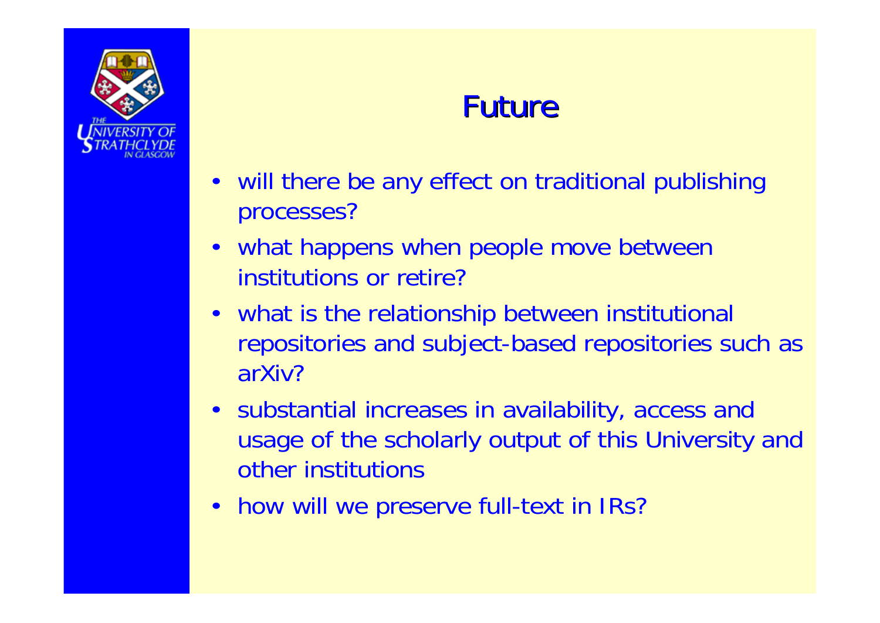# Future

- will there be any effect on traditional publishing processes?
- what happens when people move between institutions or retire?
- what is the relationship between institutional repositories and subject-based repositories such as arXiv?
- substantial increases in availability, access and usage of the scholarly output of this University and other institutions
- how will we preserve full-text in IRs?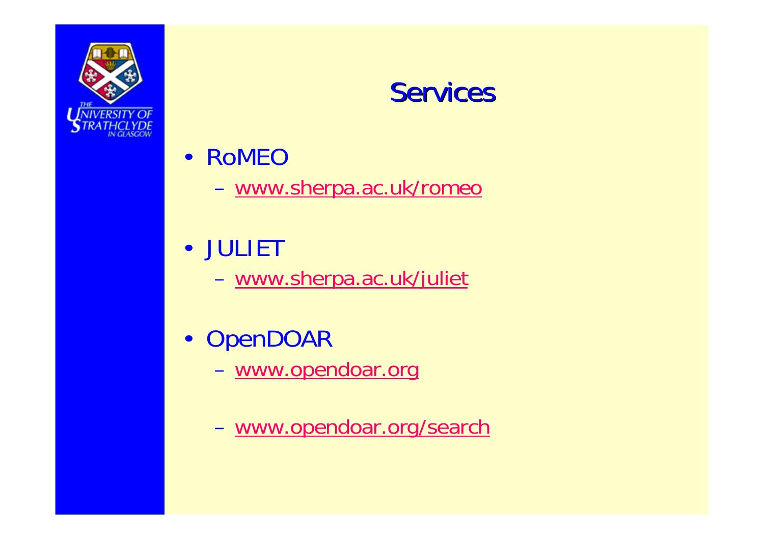# Services

- RoMEO
  - www.sherpa.ac.uk/romeo
- JULIET
  - www.sherpa.ac.uk/juliet
- OpenDOAR
  - www.opendoar.org
  - www.opendoar.org/search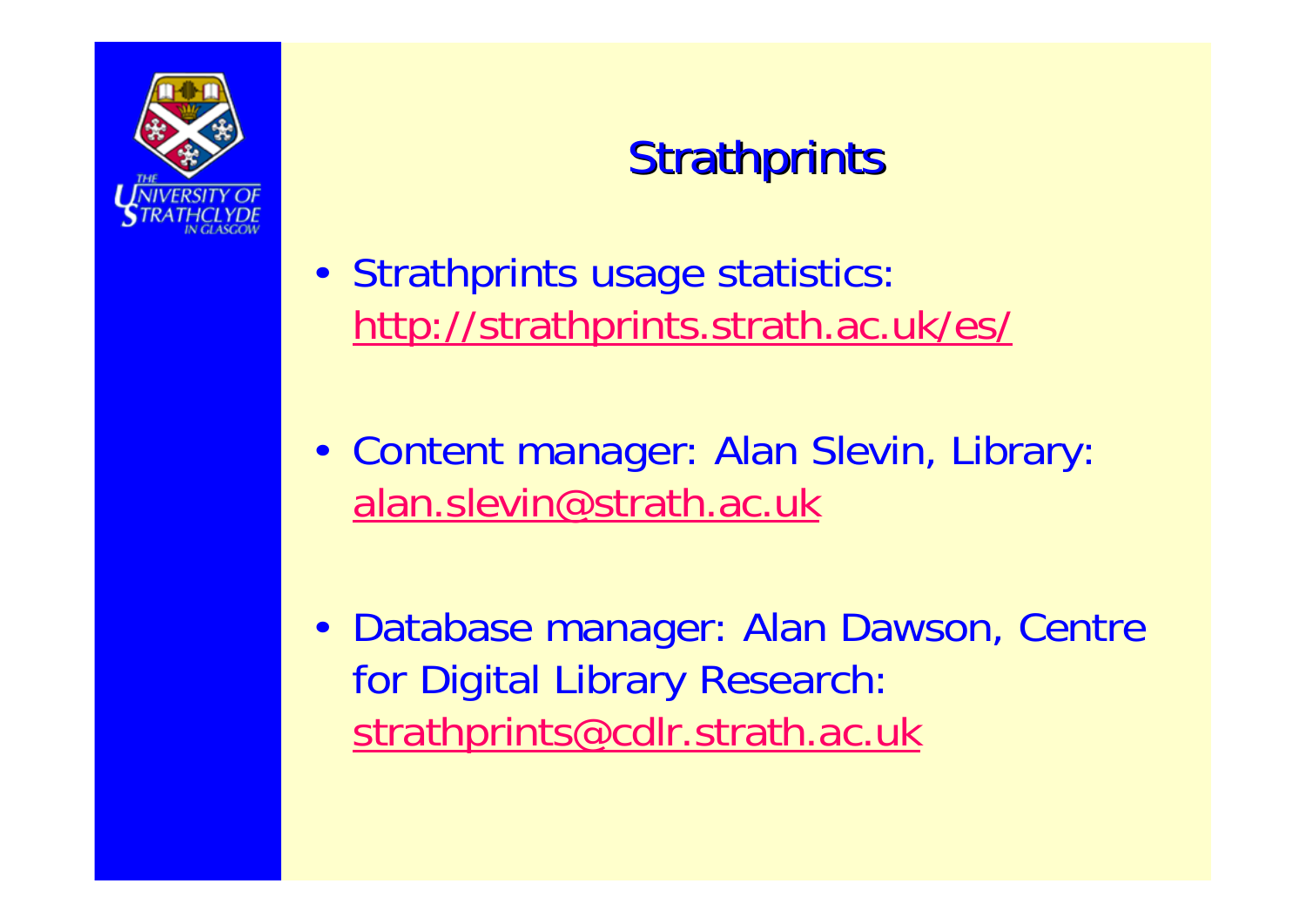# Strathprints

- Strathprints usage statistics: http://strathprints.strath.ac.uk/es/
- Content manager: Alan Slevin, Library: alan.slevin@strath.ac.uk
- Database manager: Alan Dawson, Centre for Digital Library Research: strathprints@cdlr.strath.ac.uk